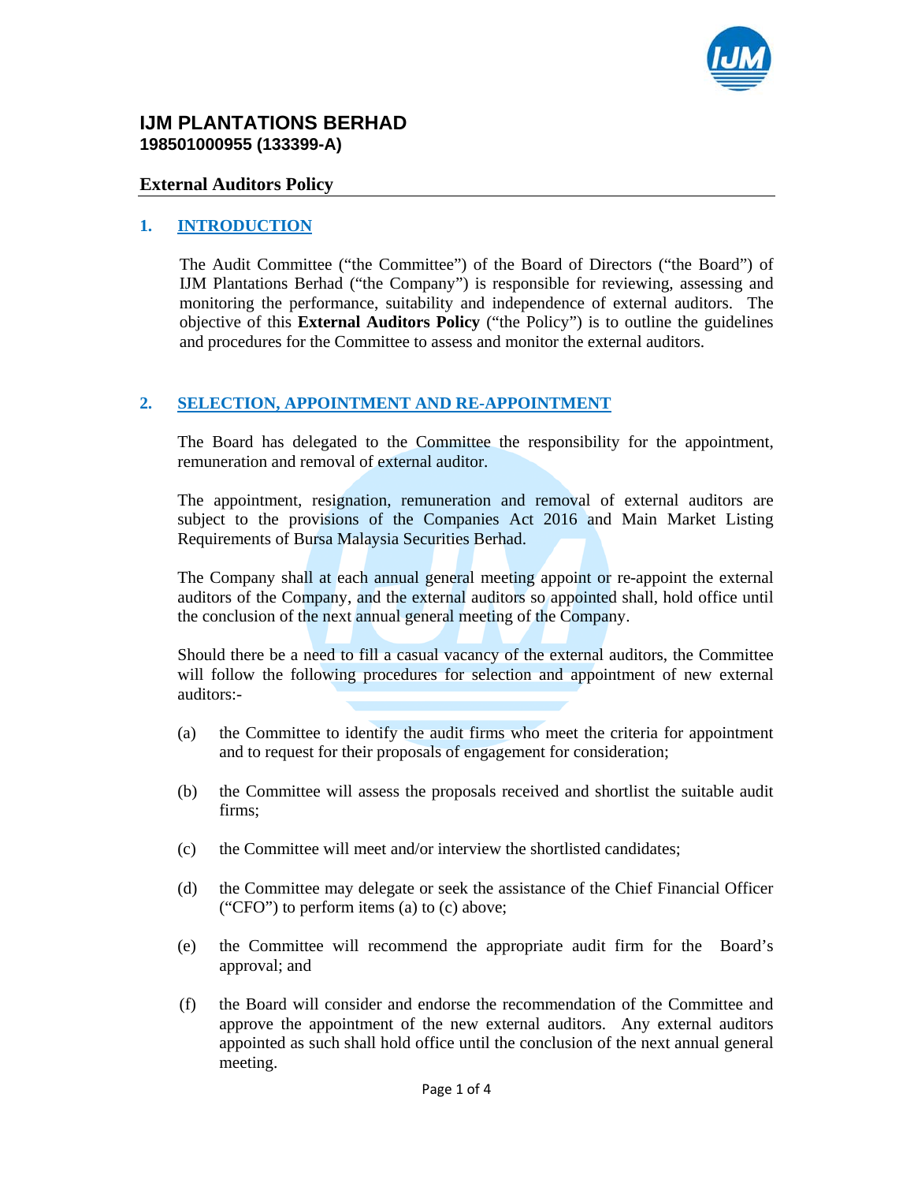# IJM PLANTATIONS BERHAD
**198501000955 (133399-A)**

## External Auditors Policy

### 1. INTRODUCTION

The Audit Committee ("the Committee") of the Board of Directors ("the Board") of IJM Plantations Berhad ("the Company") is responsible for reviewing, assessing and monitoring the performance, suitability and independence of external auditors. The objective of this **External Auditors Policy** ("the Policy") is to outline the guidelines and procedures for the Committee to assess and monitor the external auditors.

### 2. SELECTION, APPOINTMENT AND RE-APPOINTMENT

The Board has delegated to the Committee the responsibility for the appointment, remuneration and removal of external auditor.

The appointment, resignation, remuneration and removal of external auditors are subject to the provisions of the Companies Act 2016 and Main Market Listing Requirements of Bursa Malaysia Securities Berhad.

The Company shall at each annual general meeting appoint or re-appoint the external auditors of the Company, and the external auditors so appointed shall, hold office until the conclusion of the next annual general meeting of the Company.

Should there be a need to fill a casual vacancy of the external auditors, the Committee will follow the following procedures for selection and appointment of new external auditors:-

(a) the Committee to identify the audit firms who meet the criteria for appointment and to request for their proposals of engagement for consideration;

(b) the Committee will assess the proposals received and shortlist the suitable audit firms;

(c) the Committee will meet and/or interview the shortlisted candidates;

(d) the Committee may delegate or seek the assistance of the Chief Financial Officer ("CFO") to perform items (a) to (c) above;

(e) the Committee will recommend the appropriate audit firm for the Board's approval; and

(f) the Board will consider and endorse the recommendation of the Committee and approve the appointment of the new external auditors. Any external auditors appointed as such shall hold office until the conclusion of the next annual general meeting.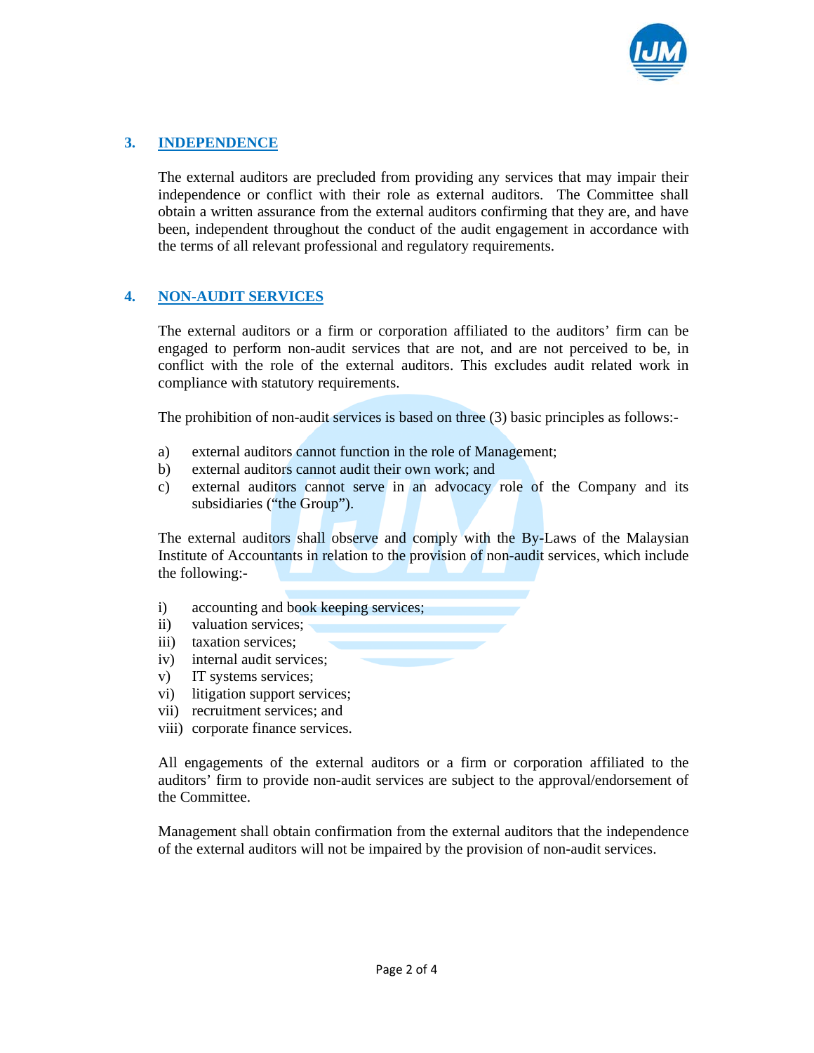## 3. INDEPENDENCE

The external auditors are precluded from providing any services that may impair their independence or conflict with their role as external auditors. The Committee shall obtain a written assurance from the external auditors confirming that they are, and have been, independent throughout the conduct of the audit engagement in accordance with the terms of all relevant professional and regulatory requirements.

## 4. NON-AUDIT SERVICES

The external auditors or a firm or corporation affiliated to the auditors' firm can be engaged to perform non-audit services that are not, and are not perceived to be, in conflict with the role of the external auditors. This excludes audit related work in compliance with statutory requirements.

The prohibition of non-audit services is based on three (3) basic principles as follows:-

a) external auditors cannot function in the role of Management;
b) external auditors cannot audit their own work; and
c) external auditors cannot serve in an advocacy role of the Company and its subsidiaries ("the Group").

The external auditors shall observe and comply with the By-Laws of the Malaysian Institute of Accountants in relation to the provision of non-audit services, which include the following:-

i) accounting and book keeping services;
ii) valuation services;
iii) taxation services;
iv) internal audit services;
v) IT systems services;
vi) litigation support services;
vii) recruitment services; and
viii) corporate finance services.

All engagements of the external auditors or a firm or corporation affiliated to the auditors' firm to provide non-audit services are subject to the approval/endorsement of the Committee.

Management shall obtain confirmation from the external auditors that the independence of the external auditors will not be impaired by the provision of non-audit services.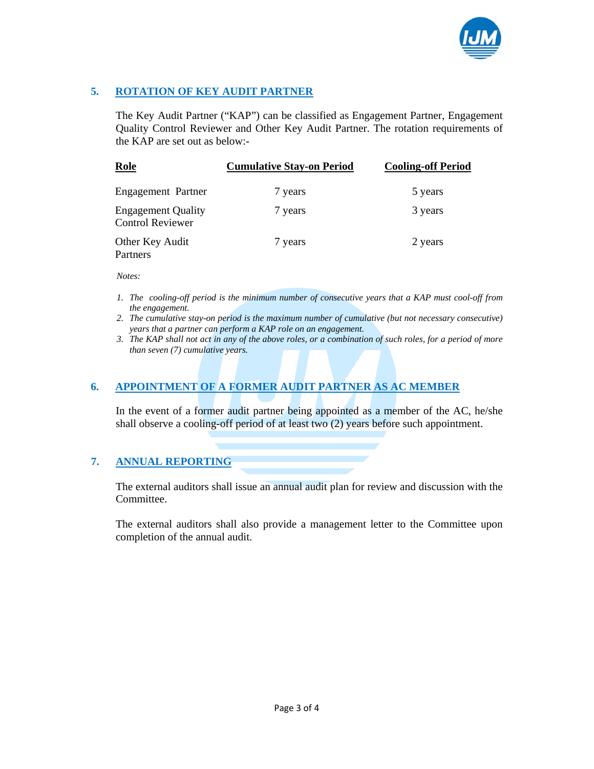## 5. ROTATION OF KEY AUDIT PARTNER

The Key Audit Partner ("KAP") can be classified as Engagement Partner, Engagement Quality Control Reviewer and Other Key Audit Partner. The rotation requirements of the KAP are set out as below:-

| Role | Cumulative Stay-on Period | Cooling-off Period |
|---|---|---|
| Engagement Partner | 7 years | 5 years |
| Engagement Quality Control Reviewer | 7 years | 3 years |
| Other Key Audit Partners | 7 years | 2 years |

*Notes:*

1. *The cooling-off period is the minimum number of consecutive years that a KAP must cool-off from the engagement.*
2. *The cumulative stay-on period is the maximum number of cumulative (but not necessary consecutive) years that a partner can perform a KAP role on an engagement.*
3. *The KAP shall not act in any of the above roles, or a combination of such roles, for a period of more than seven (7) cumulative years.*

## 6. APPOINTMENT OF A FORMER AUDIT PARTNER AS AC MEMBER

In the event of a former audit partner being appointed as a member of the AC, he/she shall observe a cooling-off period of at least two (2) years before such appointment.

## 7. ANNUAL REPORTING

The external auditors shall issue an annual audit plan for review and discussion with the Committee.

The external auditors shall also provide a management letter to the Committee upon completion of the annual audit.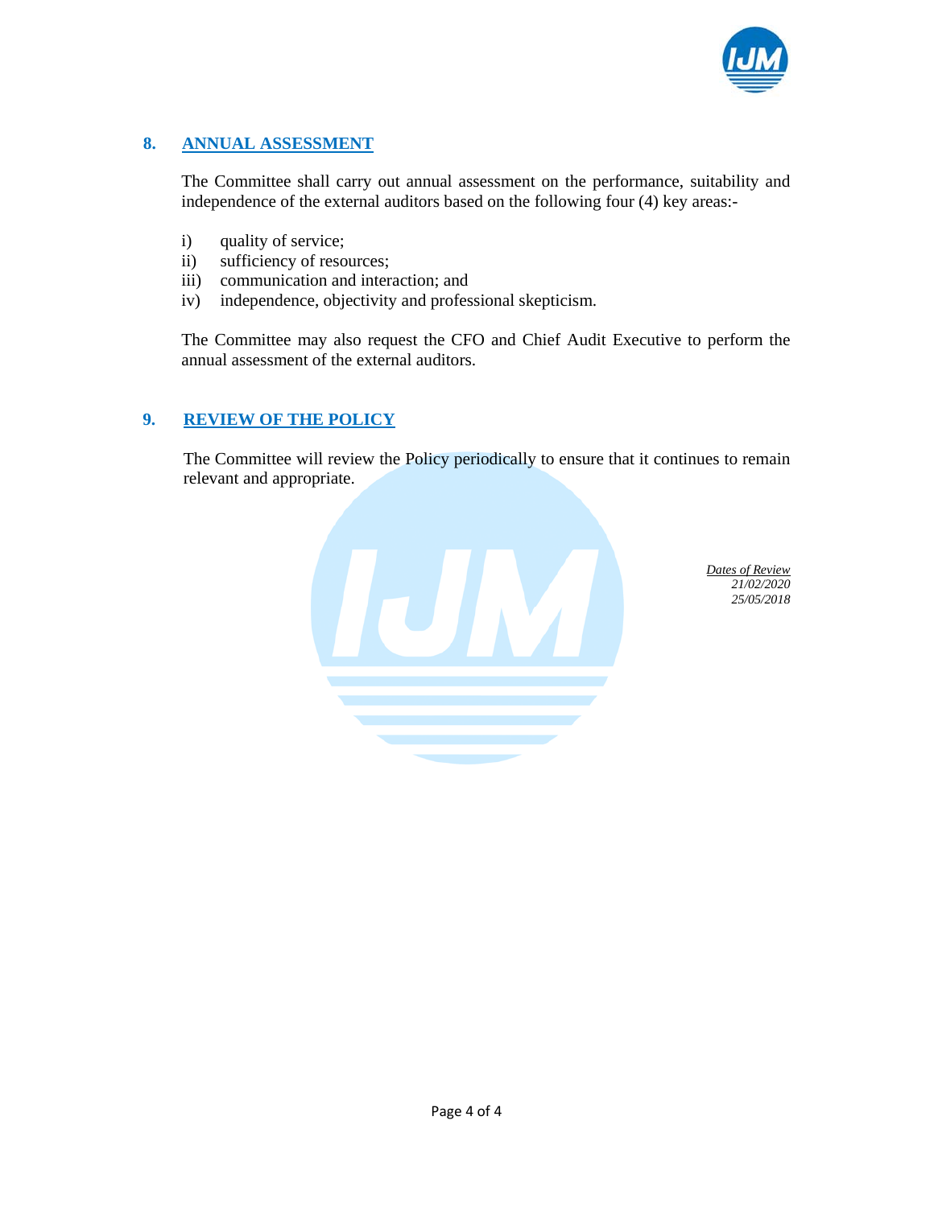## 8. ANNUAL ASSESSMENT

The Committee shall carry out annual assessment on the performance, suitability and independence of the external auditors based on the following four (4) key areas:-

i) quality of service;
ii) sufficiency of resources;
iii) communication and interaction; and
iv) independence, objectivity and professional skepticism.

The Committee may also request the CFO and Chief Audit Executive to perform the annual assessment of the external auditors.

## 9. REVIEW OF THE POLICY

The Committee will review the Policy periodically to ensure that it continues to remain relevant and appropriate.

*Dates of Review*
*21/02/2020*
*25/05/2018*